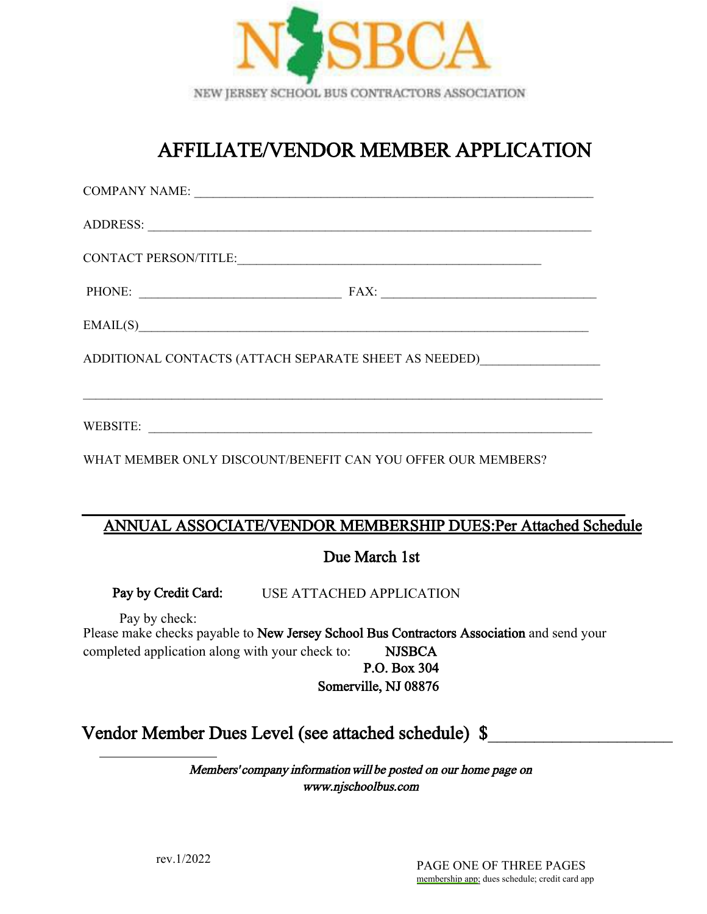# NJSBCA

NEW JERSEY SCHOOL BUS CONTRACTORS ASSOCIATION

## AFFILIATE/VENDOR MEMBER APPLICATION

COMPANY NAME: ______________________________________________________________

ADDRESS: ___________________________________________________________________

CONTACT PERSON/TITLE:_______________________________________________

PHONE: ________________________________ FAX: __________________________________

EMAIL(S)____________________________________________________________________

ADDITIONAL CONTACTS (ATTACH SEPARATE SHEET AS NEEDED)_________________

_____________________________________________________________________________

WEBSITE: ___________________________________________________________________

WHAT MEMBER ONLY DISCOUNT/BENEFIT CAN YOU OFFER OUR MEMBERS?

---

**ANNUAL ASSOCIATE/VENDOR MEMBERSHIP DUES:Per Attached Schedule**

**Due March 1st**

**Pay by Credit Card:** USE ATTACHED APPLICATION

Pay by check:
Please make checks payable to **New Jersey School Bus Contractors Association** and send your completed application along with your check to:

**NJSBCA**
**P.O. Box 304**
**Somerville, NJ 08876**

## Vendor Member Dues Level (see attached schedule) $____________________

*Members' company information will be posted on our home page on www.njschoolbus.com*

rev.1/2022

membership app; dues schedule; credit card app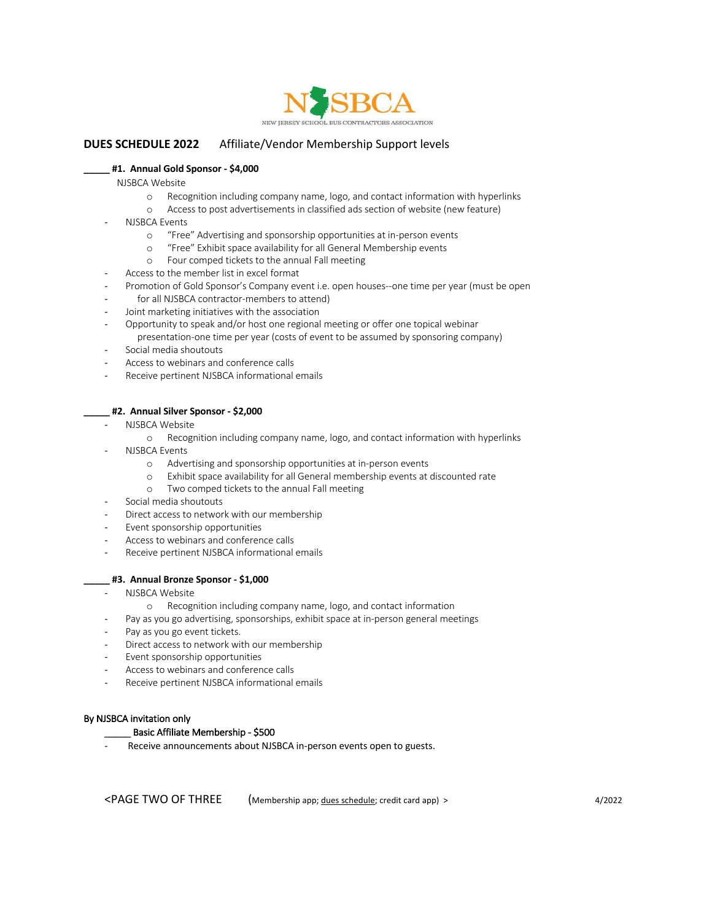NJSBCA

NEW JERSEY SCHOOL BUS CONTRACTORS ASSOCIATION

**DUES SCHEDULE 2022** Affiliate/Vendor Membership Support levels

**_____ #1. Annual Gold Sponsor - $4,000**

NJSBCA Website
  - Recognition including company name, logo, and contact information with hyperlinks
  - Access to post advertisements in classified ads section of website (new feature)

- NJSBCA Events
  - "Free" Advertising and sponsorship opportunities at in-person events
  - "Free" Exhibit space availability for all General Membership events
  - Four comped tickets to the annual Fall meeting
- Access to the member list in excel format
- Promotion of Gold Sponsor's Company event i.e. open houses--one time per year (must be open
- for all NJSBCA contractor-members to attend)
- Joint marketing initiatives with the association
- Opportunity to speak and/or host one regional meeting or offer one topical webinar presentation-one time per year (costs of event to be assumed by sponsoring company)
- Social media shoutouts
- Access to webinars and conference calls
- Receive pertinent NJSBCA informational emails

**_____ #2. Annual Silver Sponsor - $2,000**

- NJSBCA Website
  - Recognition including company name, logo, and contact information with hyperlinks
- NJSBCA Events
  - Advertising and sponsorship opportunities at in-person events
  - Exhibit space availability for all General membership events at discounted rate
  - Two comped tickets to the annual Fall meeting
- Social media shoutouts
- Direct access to network with our membership
- Event sponsorship opportunities
- Access to webinars and conference calls
- Receive pertinent NJSBCA informational emails

**_____ #3. Annual Bronze Sponsor - $1,000**

- NJSBCA Website
  - Recognition including company name, logo, and contact information
- Pay as you go advertising, sponsorships, exhibit space at in-person general meetings
- Pay as you go event tickets.
- Direct access to network with our membership
- Event sponsorship opportunities
- Access to webinars and conference calls
- Receive pertinent NJSBCA informational emails

**By NJSBCA invitation only**

_____ Basic Affiliate Membership - $500

- Receive announcements about NJSBCA in-person events open to guests.

<PAGE TWO OF THREE (Membership app; dues schedule; credit card app) > 4/2022